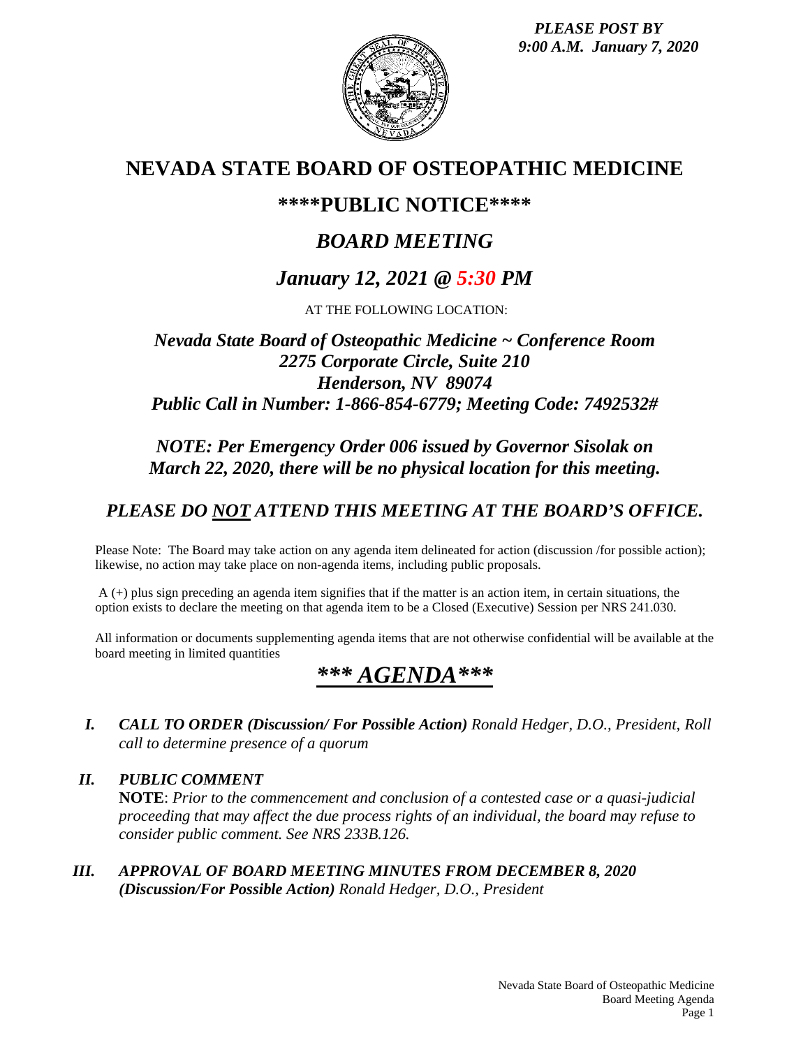*PLEASE POST BY*
*9:00 A.M. January 7, 2020*

# NEVADA STATE BOARD OF OSTEOPATHIC MEDICINE

## \*\*\*\*PUBLIC NOTICE\*\*\*\*

## *BOARD MEETING*

## *January 12, 2021 @ 5:30 PM*

AT THE FOLLOWING LOCATION:

***Nevada State Board of Osteopathic Medicine ~ Conference Room***
***2275 Corporate Circle, Suite 210***
***Henderson, NV 89074***
***Public Call in Number: 1-866-854-6779; Meeting Code: 7492532#***

***NOTE: Per Emergency Order 006 issued by Governor Sisolak on March 22, 2020, there will be no physical location for this meeting.***

### *PLEASE DO NOT ATTEND THIS MEETING AT THE BOARD'S OFFICE.*

Please Note: The Board may take action on any agenda item delineated for action (discussion /for possible action); likewise, no action may take place on non-agenda items, including public proposals.

A (+) plus sign preceding an agenda item signifies that if the matter is an action item, in certain situations, the option exists to declare the meeting on that agenda item to be a Closed (Executive) Session per NRS 241.030.

All information or documents supplementing agenda items that are not otherwise confidential will be available at the board meeting in limited quantities

## *\*\*\* AGENDA\*\*\**

*I.* ***CALL TO ORDER (Discussion/ For Possible Action)*** *Ronald Hedger, D.O., President, Roll call to determine presence of a quorum*

*II.* ***PUBLIC COMMENT***
**NOTE**: *Prior to the commencement and conclusion of a contested case or a quasi-judicial proceeding that may affect the due process rights of an individual, the board may refuse to consider public comment. See NRS 233B.126.*

*III.* ***APPROVAL OF BOARD MEETING MINUTES FROM DECEMBER 8, 2020 (Discussion/For Possible Action)*** *Ronald Hedger, D.O., President*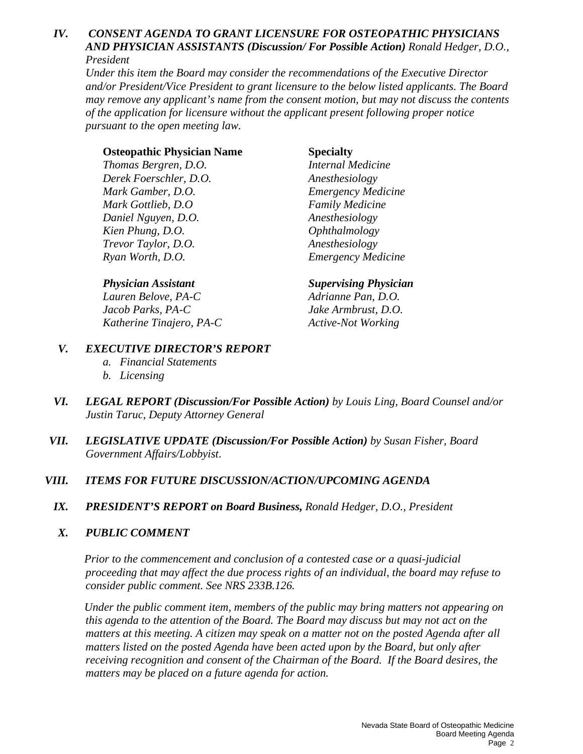***IV. CONSENT AGENDA TO GRANT LICENSURE FOR OSTEOPATHIC PHYSICIANS AND PHYSICIAN ASSISTANTS (Discussion/ For Possible Action)*** *Ronald Hedger, D.O., President*

*Under this item the Board may consider the recommendations of the Executive Director and/or President/Vice President to grant licensure to the below listed applicants. The Board may remove any applicant's name from the consent motion, but may not discuss the contents of the application for licensure without the applicant present following proper notice pursuant to the open meeting law.*

| **Osteopathic Physician Name** | **Specialty** |
|---|---|
| *Thomas Bergren, D.O.* | *Internal Medicine* |
| *Derek Foerschler, D.O.* | *Anesthesiology* |
| *Mark Gamber, D.O.* | *Emergency Medicine* |
| *Mark Gottlieb, D.O* | *Family Medicine* |
| *Daniel Nguyen, D.O.* | *Anesthesiology* |
| *Kien Phung, D.O.* | *Ophthalmology* |
| *Trevor Taylor, D.O.* | *Anesthesiology* |
| *Ryan Worth, D.O.* | *Emergency Medicine* |

| ***Physician Assistant*** | ***Supervising Physician*** |
|---|---|
| *Lauren Belove, PA-C* | *Adrianne Pan, D.O.* |
| *Jacob Parks, PA-C* | *Jake Armbrust, D.O.* |
| *Katherine Tinajero, PA-C* | *Active-Not Working* |

***V. EXECUTIVE DIRECTOR'S REPORT***

*a. Financial Statements*
*b. Licensing*

***VI. LEGAL REPORT (Discussion/For Possible Action)*** *by Louis Ling, Board Counsel and/or Justin Taruc, Deputy Attorney General*

***VII. LEGISLATIVE UPDATE (Discussion/For Possible Action)*** *by Susan Fisher, Board Government Affairs/Lobbyist.*

***VIII. ITEMS FOR FUTURE DISCUSSION/ACTION/UPCOMING AGENDA***

***IX. PRESIDENT'S REPORT on Board Business,*** *Ronald Hedger, D.O., President*

***X. PUBLIC COMMENT***

*Prior to the commencement and conclusion of a contested case or a quasi-judicial proceeding that may affect the due process rights of an individual, the board may refuse to consider public comment. See NRS 233B.126.*

*Under the public comment item, members of the public may bring matters not appearing on this agenda to the attention of the Board. The Board may discuss but may not act on the matters at this meeting. A citizen may speak on a matter not on the posted Agenda after all matters listed on the posted Agenda have been acted upon by the Board, but only after receiving recognition and consent of the Chairman of the Board. If the Board desires, the matters may be placed on a future agenda for action.*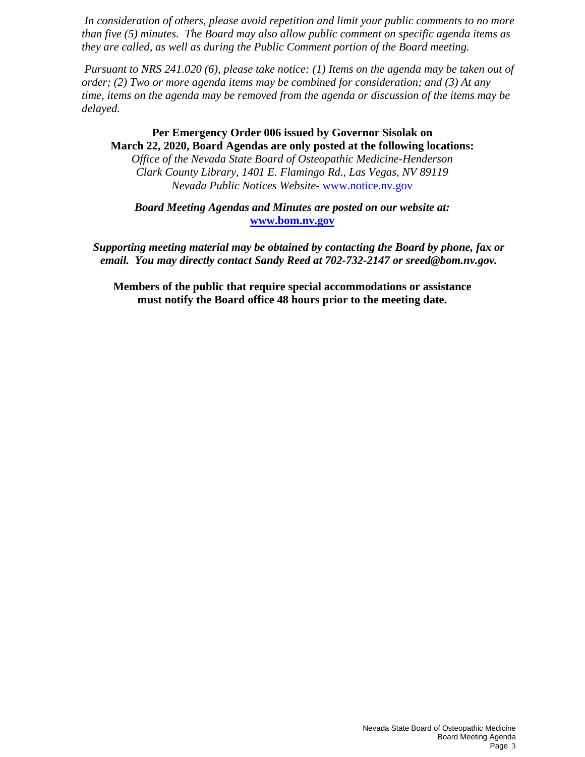*In consideration of others, please avoid repetition and limit your public comments to no more than five (5) minutes. The Board may also allow public comment on specific agenda items as they are called, as well as during the Public Comment portion of the Board meeting.*

*Pursuant to NRS 241.020 (6), please take notice: (1) Items on the agenda may be taken out of order; (2) Two or more agenda items may be combined for consideration; and (3) At any time, items on the agenda may be removed from the agenda or discussion of the items may be delayed.*

**Per Emergency Order 006 issued by Governor Sisolak on March 22, 2020, Board Agendas are only posted at the following locations:**

*Office of the Nevada State Board of Osteopathic Medicine-Henderson*
*Clark County Library, 1401 E. Flamingo Rd., Las Vegas, NV 89119*
*Nevada Public Notices Website-* www.notice.nv.gov

***Board Meeting Agendas and Minutes are posted on our website at:***
**www.bom.nv.gov**

***Supporting meeting material may be obtained by contacting the Board by phone, fax or email. You may directly contact Sandy Reed at 702-732-2147 or sreed@bom.nv.gov.***

**Members of the public that require special accommodations or assistance must notify the Board office 48 hours prior to the meeting date.**